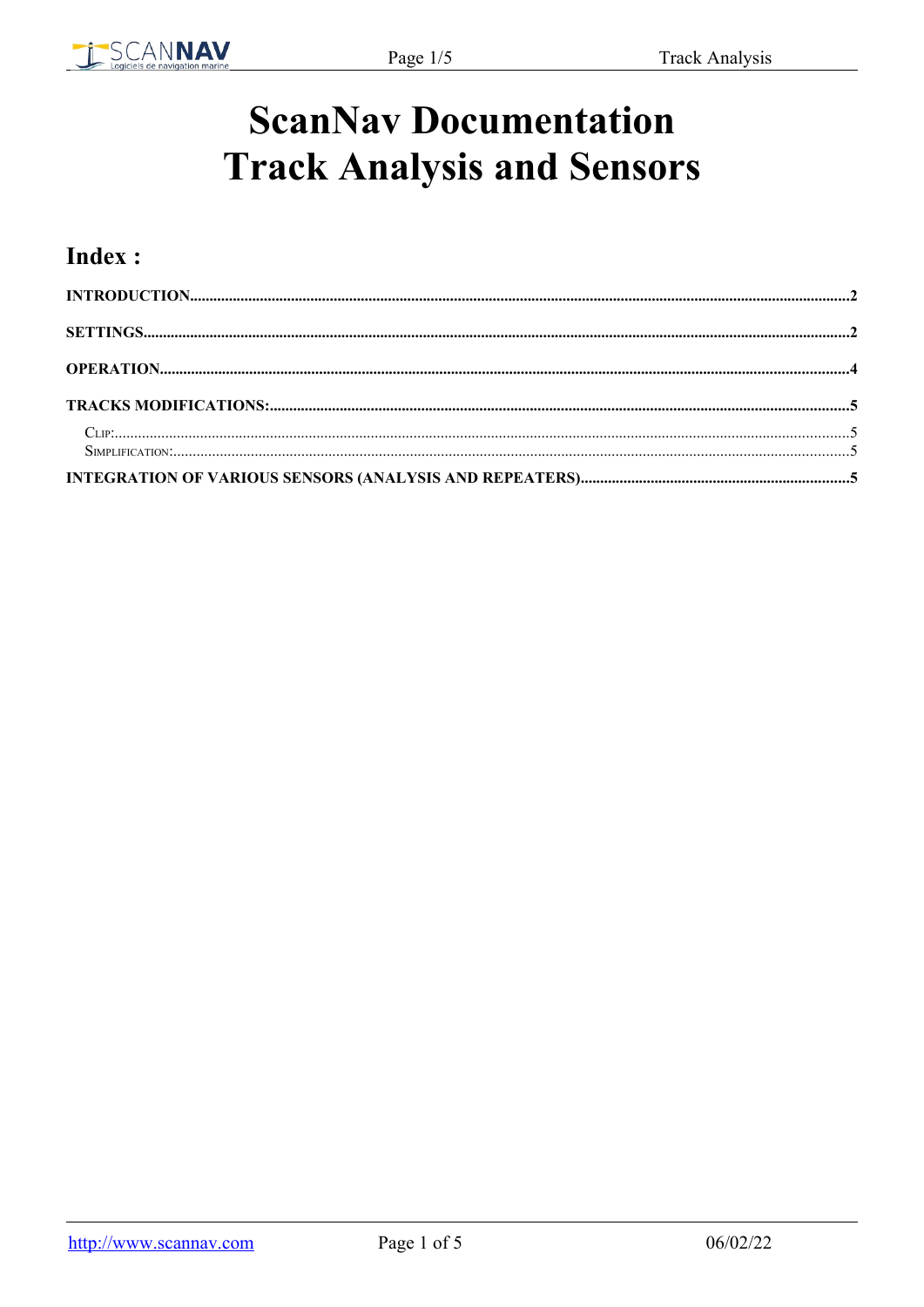# ScanNav Documentation
# Track Analysis and Sensors

## Index :

**INTRODUCTION** ........ **2**

**SETTINGS** ........ **2**

**OPERATION** ........ **4**

**TRACKS MODIFICATIONS:** ........ **5**

- CLIP: ........ 5
- SIMPLIFICATION: ........ 5

**INTEGRATION OF VARIOUS SENSORS (ANALYSIS AND REPEATERS)** ........ **5**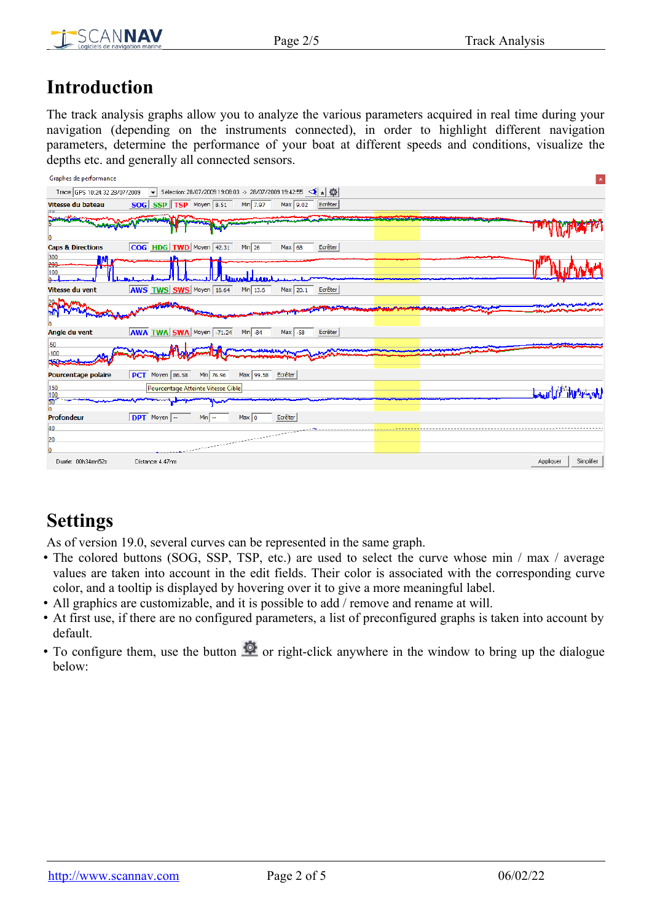# Introduction

The track analysis graphs allow you to analyze the various parameters acquired in real time during your navigation (depending on the instruments connected), in order to highlight different navigation parameters, determine the performance of your boat at different speeds and conditions, visualize the depths etc. and generally all connected sensors.

# Settings

As of version 19.0, several curves can be represented in the same graph.

- The colored buttons (SOG, SSP, TSP, etc.) are used to select the curve whose min / max / average values are taken into account in the edit fields. Their color is associated with the corresponding curve color, and a tooltip is displayed by hovering over it to give a more meaningful label.
- All graphics are customizable, and it is possible to add / remove and rename at will.
- At first use, if there are no configured parameters, a list of preconfigured graphs is taken into account by default.
- To configure them, use the button or right-click anywhere in the window to bring up the dialogue below: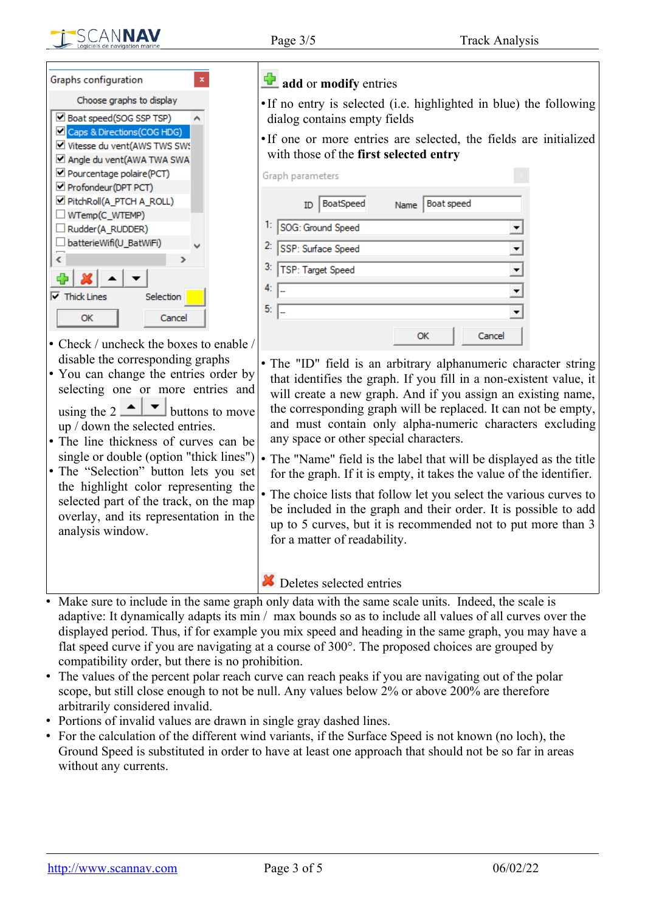- Check / uncheck the boxes to enable / disable the corresponding graphs
- You can change the entries order by selecting one or more entries and using the 2 buttons to move up / down the selected entries.
- The line thickness of curves can be single or double (option "thick lines")
- The “Selection” button lets you set the highlight color representing the selected part of the track, on the map overlay, and its representation in the analysis window.

**add** or **modify** entries

- If no entry is selected (i.e. highlighted in blue) the following dialog contains empty fields
- If one or more entries are selected, the fields are initialized with those of the **first selected entry**

- The "ID" field is an arbitrary alphanumeric character string that identifies the graph. If you fill in a non-existent value, it will create a new graph. And if you assign an existing name, the corresponding graph will be replaced. It can not be empty, and must contain only alpha-numeric characters excluding any space or other special characters.
- The "Name" field is the label that will be displayed as the title for the graph. If it is empty, it takes the value of the identifier.
- The choice lists that follow let you select the various curves to be included in the graph and their order. It is possible to add up to 5 curves, but it is recommended not to put more than 3 for a matter of readability.

Deletes selected entries

- Make sure to include in the same graph only data with the same scale units. Indeed, the scale is adaptive: It dynamically adapts its min / max bounds so as to include all values of all curves over the displayed period. Thus, if for example you mix speed and heading in the same graph, you may have a flat speed curve if you are navigating at a course of 300°. The proposed choices are grouped by compatibility order, but there is no prohibition.
- The values of the percent polar reach curve can reach peaks if you are navigating out of the polar scope, but still close enough to not be null. Any values below 2% or above 200% are therefore arbitrarily considered invalid.
- Portions of invalid values are drawn in single gray dashed lines.
- For the calculation of the different wind variants, if the Surface Speed is not known (no loch), the Ground Speed is substituted in order to have at least one approach that should not be so far in areas without any currents.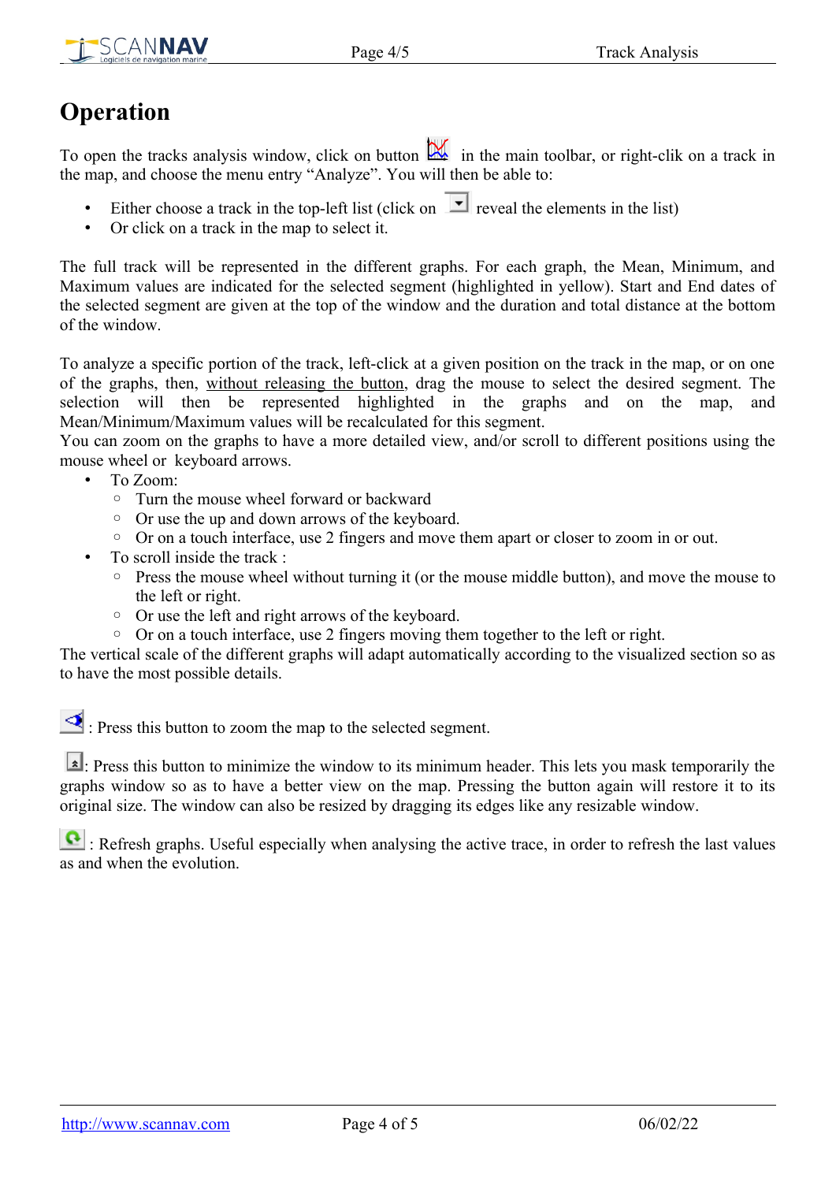# Operation

To open the tracks analysis window, click on button  in the main toolbar, or right-clik on a track in the map, and choose the menu entry "Analyze". You will then be able to:

- Either choose a track in the top-left list (click on  reveal the elements in the list)
- Or click on a track in the map to select it.

The full track will be represented in the different graphs. For each graph, the Mean, Minimum, and Maximum values are indicated for the selected segment (highlighted in yellow). Start and End dates of the selected segment are given at the top of the window and the duration and total distance at the bottom of the window.

To analyze a specific portion of the track, left-click at a given position on the track in the map, or on one of the graphs, then, <u>without releasing the button</u>, drag the mouse to select the desired segment. The selection will then be represented highlighted in the graphs and on the map, and Mean/Minimum/Maximum values will be recalculated for this segment.
You can zoom on the graphs to have a more detailed view, and/or scroll to different positions using the mouse wheel or keyboard arrows.

- To Zoom:
  - Turn the mouse wheel forward or backward
  - Or use the up and down arrows of the keyboard.
  - Or on a touch interface, use 2 fingers and move them apart or closer to zoom in or out.
- To scroll inside the track :
  - Press the mouse wheel without turning it (or the mouse middle button), and move the mouse to the left or right.
  - Or use the left and right arrows of the keyboard.
  - Or on a touch interface, use 2 fingers moving them together to the left or right.

The vertical scale of the different graphs will adapt automatically according to the visualized section so as to have the most possible details.

: Press this button to zoom the map to the selected segment.

: Press this button to minimize the window to its minimum header. This lets you mask temporarily the graphs window so as to have a better view on the map. Pressing the button again will restore it to its original size. The window can also be resized by dragging its edges like any resizable window.

: Refresh graphs. Useful especially when analysing the active trace, in order to refresh the last values as and when the evolution.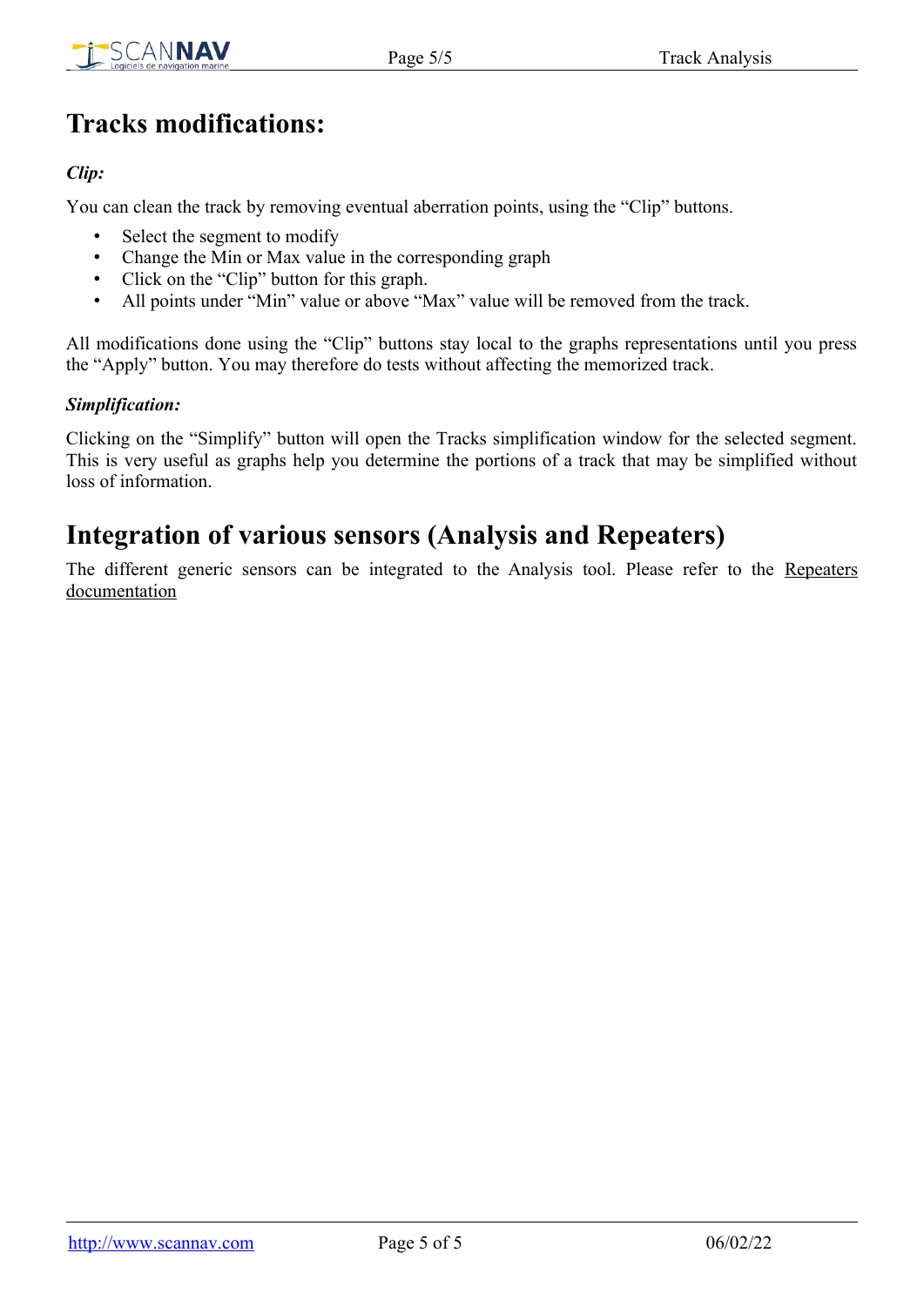# Tracks modifications:

***Clip:***

You can clean the track by removing eventual aberration points, using the "Clip" buttons.

- Select the segment to modify
- Change the Min or Max value in the corresponding graph
- Click on the "Clip" button for this graph.
- All points under "Min" value or above "Max" value will be removed from the track.

All modifications done using the "Clip" buttons stay local to the graphs representations until you press the "Apply" button. You may therefore do tests without affecting the memorized track.

***Simplification:***

Clicking on the "Simplify" button will open the Tracks simplification window for the selected segment. This is very useful as graphs help you determine the portions of a track that may be simplified without loss of information.

# Integration of various sensors (Analysis and Repeaters)

The different generic sensors can be integrated to the Analysis tool. Please refer to the Repeaters documentation